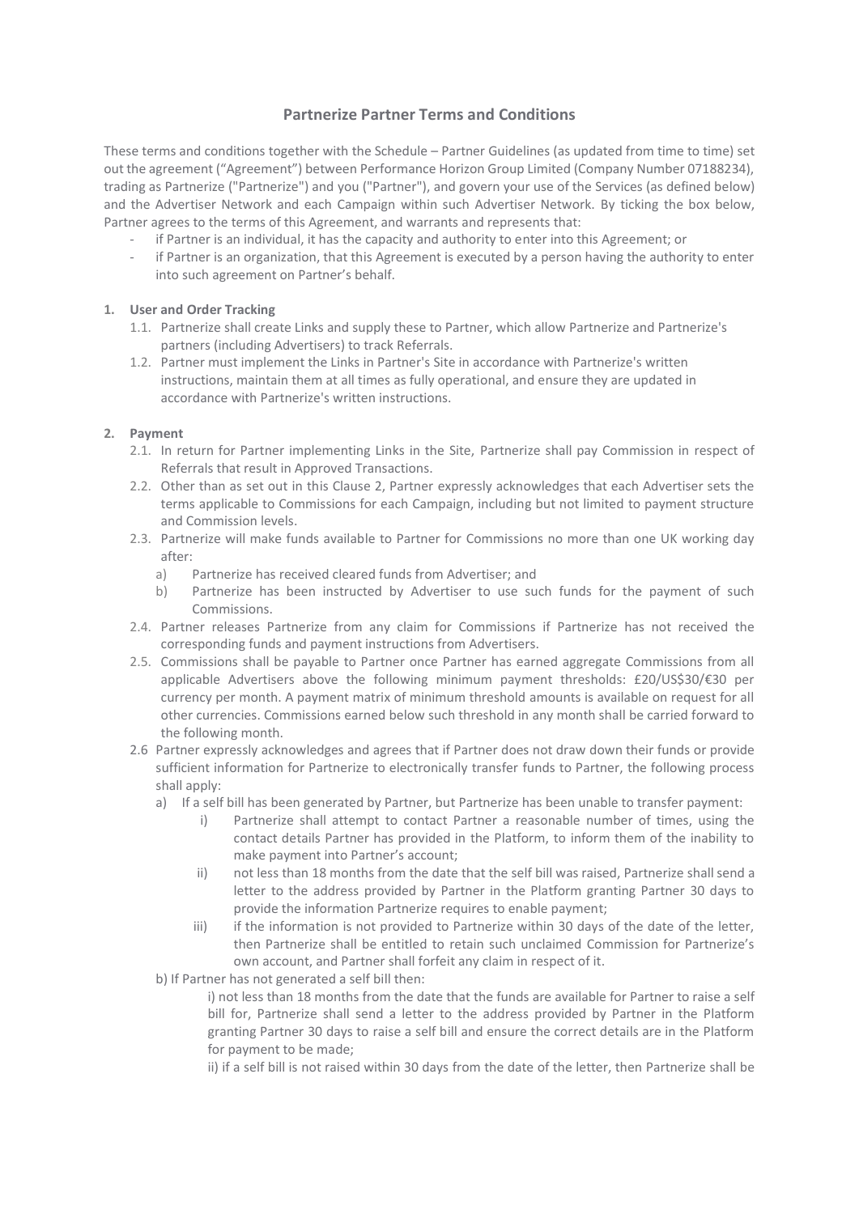# Partnerize Partner Terms and Conditions

These terms and conditions together with the Schedule – Partner Guidelines (as updated from time to time) set out the agreement ("Agreement") between Performance Horizon Group Limited (Company Number 07188234), trading as Partnerize ("Partnerize") and you ("Partner"), and govern your use of the Services (as defined below) and the Advertiser Network and each Campaign within such Advertiser Network. By ticking the box below, Partner agrees to the terms of this Agreement, and warrants and represents that:

- if Partner is an individual, it has the capacity and authority to enter into this Agreement; or
- if Partner is an organization, that this Agreement is executed by a person having the authority to enter into such agreement on Partner's behalf.

**1. User and Order Tracking**

1.1. Partnerize shall create Links and supply these to Partner, which allow Partnerize and Partnerize's partners (including Advertisers) to track Referrals.

1.2. Partner must implement the Links in Partner's Site in accordance with Partnerize's written instructions, maintain them at all times as fully operational, and ensure they are updated in accordance with Partnerize's written instructions.

**2. Payment**

2.1. In return for Partner implementing Links in the Site, Partnerize shall pay Commission in respect of Referrals that result in Approved Transactions.

2.2. Other than as set out in this Clause 2, Partner expressly acknowledges that each Advertiser sets the terms applicable to Commissions for each Campaign, including but not limited to payment structure and Commission levels.

2.3. Partnerize will make funds available to Partner for Commissions no more than one UK working day after:

a) Partnerize has received cleared funds from Advertiser; and

b) Partnerize has been instructed by Advertiser to use such funds for the payment of such Commissions.

2.4. Partner releases Partnerize from any claim for Commissions if Partnerize has not received the corresponding funds and payment instructions from Advertisers.

2.5. Commissions shall be payable to Partner once Partner has earned aggregate Commissions from all applicable Advertisers above the following minimum payment thresholds: £20/US$30/€30 per currency per month. A payment matrix of minimum threshold amounts is available on request for all other currencies. Commissions earned below such threshold in any month shall be carried forward to the following month.

2.6 Partner expressly acknowledges and agrees that if Partner does not draw down their funds or provide sufficient information for Partnerize to electronically transfer funds to Partner, the following process shall apply:

a) If a self bill has been generated by Partner, but Partnerize has been unable to transfer payment:

i) Partnerize shall attempt to contact Partner a reasonable number of times, using the contact details Partner has provided in the Platform, to inform them of the inability to make payment into Partner's account;

ii) not less than 18 months from the date that the self bill was raised, Partnerize shall send a letter to the address provided by Partner in the Platform granting Partner 30 days to provide the information Partnerize requires to enable payment;

iii) if the information is not provided to Partnerize within 30 days of the date of the letter, then Partnerize shall be entitled to retain such unclaimed Commission for Partnerize's own account, and Partner shall forfeit any claim in respect of it.

b) If Partner has not generated a self bill then:

i) not less than 18 months from the date that the funds are available for Partner to raise a self bill for, Partnerize shall send a letter to the address provided by Partner in the Platform granting Partner 30 days to raise a self bill and ensure the correct details are in the Platform for payment to be made;

ii) if a self bill is not raised within 30 days from the date of the letter, then Partnerize shall be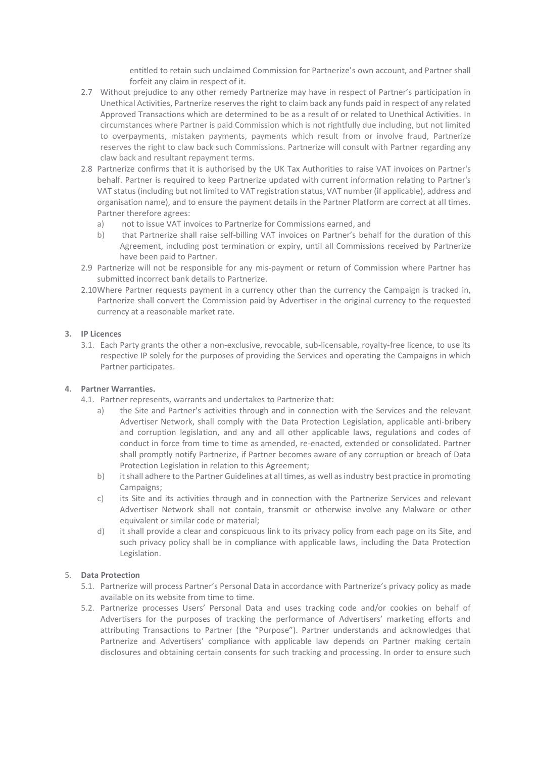entitled to retain such unclaimed Commission for Partnerize's own account, and Partner shall forfeit any claim in respect of it.

2.7 Without prejudice to any other remedy Partnerize may have in respect of Partner's participation in Unethical Activities, Partnerize reserves the right to claim back any funds paid in respect of any related Approved Transactions which are determined to be as a result of or related to Unethical Activities. In circumstances where Partner is paid Commission which is not rightfully due including, but not limited to overpayments, mistaken payments, payments which result from or involve fraud, Partnerize reserves the right to claw back such Commissions. Partnerize will consult with Partner regarding any claw back and resultant repayment terms.

2.8 Partnerize confirms that it is authorised by the UK Tax Authorities to raise VAT invoices on Partner's behalf. Partner is required to keep Partnerize updated with current information relating to Partner's VAT status (including but not limited to VAT registration status, VAT number (if applicable), address and organisation name), and to ensure the payment details in the Partner Platform are correct at all times. Partner therefore agrees:

a) not to issue VAT invoices to Partnerize for Commissions earned, and

b) that Partnerize shall raise self-billing VAT invoices on Partner's behalf for the duration of this Agreement, including post termination or expiry, until all Commissions received by Partnerize have been paid to Partner.

2.9 Partnerize will not be responsible for any mis-payment or return of Commission where Partner has submitted incorrect bank details to Partnerize.

2.10 Where Partner requests payment in a currency other than the currency the Campaign is tracked in, Partnerize shall convert the Commission paid by Advertiser in the original currency to the requested currency at a reasonable market rate.

**3. IP Licences**

3.1. Each Party grants the other a non-exclusive, revocable, sub-licensable, royalty-free licence, to use its respective IP solely for the purposes of providing the Services and operating the Campaigns in which Partner participates.

**4. Partner Warranties.**

4.1. Partner represents, warrants and undertakes to Partnerize that:

a) the Site and Partner's activities through and in connection with the Services and the relevant Advertiser Network, shall comply with the Data Protection Legislation, applicable anti-bribery and corruption legislation, and any and all other applicable laws, regulations and codes of conduct in force from time to time as amended, re-enacted, extended or consolidated. Partner shall promptly notify Partnerize, if Partner becomes aware of any corruption or breach of Data Protection Legislation in relation to this Agreement;

b) it shall adhere to the Partner Guidelines at all times, as well as industry best practice in promoting Campaigns;

c) its Site and its activities through and in connection with the Partnerize Services and relevant Advertiser Network shall not contain, transmit or otherwise involve any Malware or other equivalent or similar code or material;

d) it shall provide a clear and conspicuous link to its privacy policy from each page on its Site, and such privacy policy shall be in compliance with applicable laws, including the Data Protection Legislation.

5. **Data Protection**

5.1. Partnerize will process Partner's Personal Data in accordance with Partnerize's privacy policy as made available on its website from time to time.

5.2. Partnerize processes Users' Personal Data and uses tracking code and/or cookies on behalf of Advertisers for the purposes of tracking the performance of Advertisers' marketing efforts and attributing Transactions to Partner (the "Purpose"). Partner understands and acknowledges that Partnerize and Advertisers' compliance with applicable law depends on Partner making certain disclosures and obtaining certain consents for such tracking and processing. In order to ensure such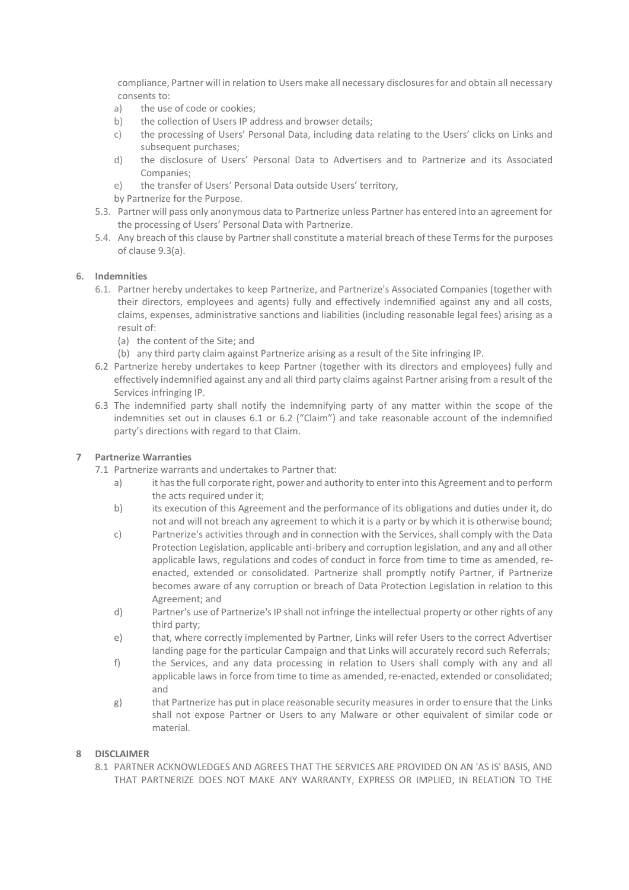compliance, Partner will in relation to Users make all necessary disclosures for and obtain all necessary consents to:

- a) the use of code or cookies;
- b) the collection of Users IP address and browser details;
- c) the processing of Users' Personal Data, including data relating to the Users' clicks on Links and subsequent purchases;
- d) the disclosure of Users' Personal Data to Advertisers and to Partnerize and its Associated Companies;
- e) the transfer of Users' Personal Data outside Users' territory,

by Partnerize for the Purpose.

5.3. Partner will pass only anonymous data to Partnerize unless Partner has entered into an agreement for the processing of Users' Personal Data with Partnerize.

5.4. Any breach of this clause by Partner shall constitute a material breach of these Terms for the purposes of clause 9.3(a).

**6. Indemnities**

6.1. Partner hereby undertakes to keep Partnerize, and Partnerize's Associated Companies (together with their directors, employees and agents) fully and effectively indemnified against any and all costs, claims, expenses, administrative sanctions and liabilities (including reasonable legal fees) arising as a result of:

(a) the content of the Site; and

(b) any third party claim against Partnerize arising as a result of the Site infringing IP.

6.2 Partnerize hereby undertakes to keep Partner (together with its directors and employees) fully and effectively indemnified against any and all third party claims against Partner arising from a result of the Services infringing IP.

6.3 The indemnified party shall notify the indemnifying party of any matter within the scope of the indemnities set out in clauses 6.1 or 6.2 ("Claim") and take reasonable account of the indemnified party's directions with regard to that Claim.

**7 Partnerize Warranties**

7.1 Partnerize warrants and undertakes to Partner that:

- a) it has the full corporate right, power and authority to enter into this Agreement and to perform the acts required under it;
- b) its execution of this Agreement and the performance of its obligations and duties under it, do not and will not breach any agreement to which it is a party or by which it is otherwise bound;
- c) Partnerize's activities through and in connection with the Services, shall comply with the Data Protection Legislation, applicable anti-bribery and corruption legislation, and any and all other applicable laws, regulations and codes of conduct in force from time to time as amended, re-enacted, extended or consolidated. Partnerize shall promptly notify Partner, if Partnerize becomes aware of any corruption or breach of Data Protection Legislation in relation to this Agreement; and
- d) Partner's use of Partnerize's IP shall not infringe the intellectual property or other rights of any third party;
- e) that, where correctly implemented by Partner, Links will refer Users to the correct Advertiser landing page for the particular Campaign and that Links will accurately record such Referrals;
- f) the Services, and any data processing in relation to Users shall comply with any and all applicable laws in force from time to time as amended, re-enacted, extended or consolidated; and
- g) that Partnerize has put in place reasonable security measures in order to ensure that the Links shall not expose Partner or Users to any Malware or other equivalent of similar code or material.

**8 DISCLAIMER**

8.1 PARTNER ACKNOWLEDGES AND AGREES THAT THE SERVICES ARE PROVIDED ON AN 'AS IS' BASIS, AND THAT PARTNERIZE DOES NOT MAKE ANY WARRANTY, EXPRESS OR IMPLIED, IN RELATION TO THE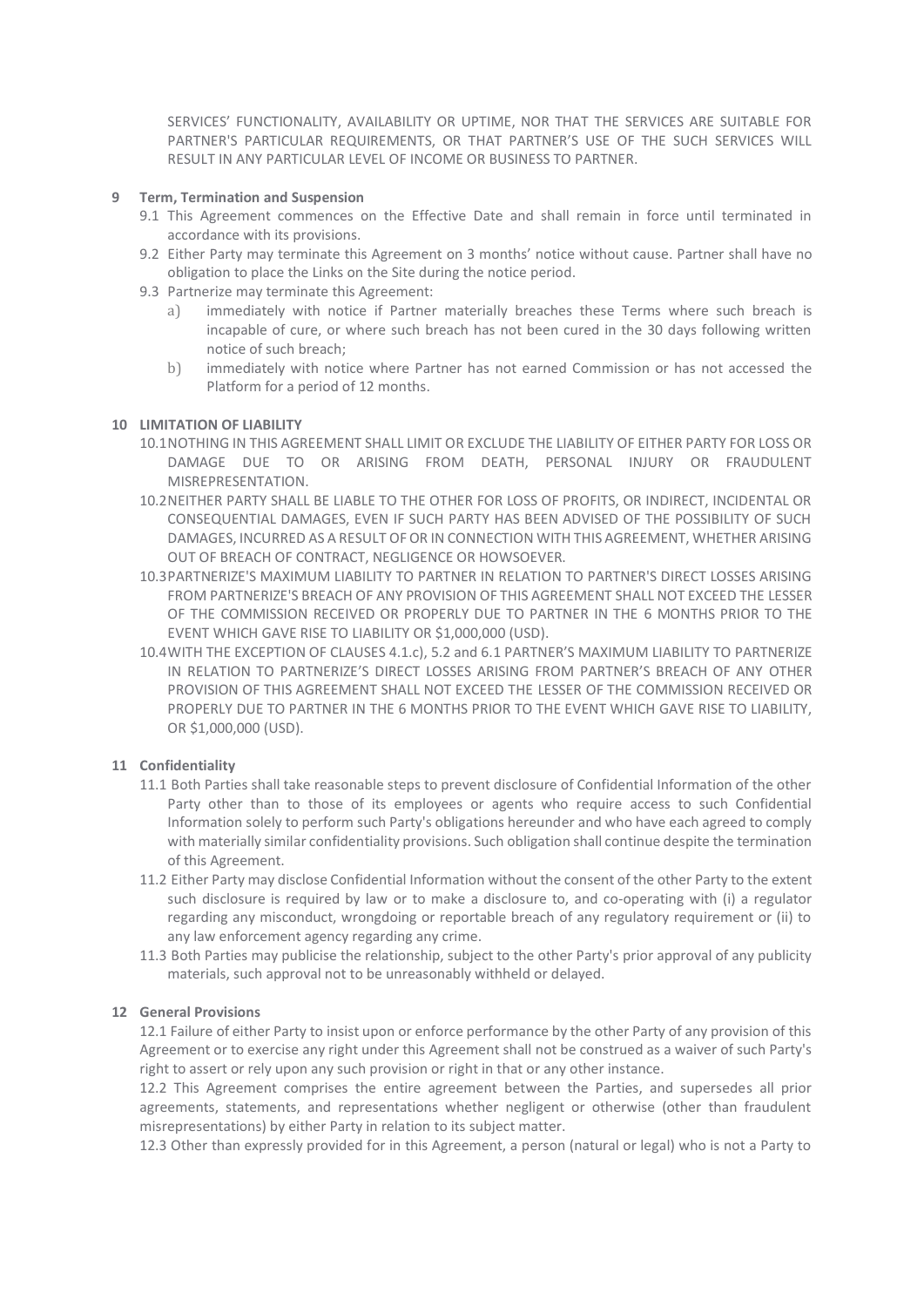SERVICES' FUNCTIONALITY, AVAILABILITY OR UPTIME, NOR THAT THE SERVICES ARE SUITABLE FOR PARTNER'S PARTICULAR REQUIREMENTS, OR THAT PARTNER'S USE OF THE SUCH SERVICES WILL RESULT IN ANY PARTICULAR LEVEL OF INCOME OR BUSINESS TO PARTNER.

## 9 Term, Termination and Suspension

9.1 This Agreement commences on the Effective Date and shall remain in force until terminated in accordance with its provisions.

9.2 Either Party may terminate this Agreement on 3 months' notice without cause. Partner shall have no obligation to place the Links on the Site during the notice period.

9.3 Partnerize may terminate this Agreement:

a) immediately with notice if Partner materially breaches these Terms where such breach is incapable of cure, or where such breach has not been cured in the 30 days following written notice of such breach;

b) immediately with notice where Partner has not earned Commission or has not accessed the Platform for a period of 12 months.

## 10 LIMITATION OF LIABILITY

10.1 NOTHING IN THIS AGREEMENT SHALL LIMIT OR EXCLUDE THE LIABILITY OF EITHER PARTY FOR LOSS OR DAMAGE DUE TO OR ARISING FROM DEATH, PERSONAL INJURY OR FRAUDULENT MISREPRESENTATION.

10.2 NEITHER PARTY SHALL BE LIABLE TO THE OTHER FOR LOSS OF PROFITS, OR INDIRECT, INCIDENTAL OR CONSEQUENTIAL DAMAGES, EVEN IF SUCH PARTY HAS BEEN ADVISED OF THE POSSIBILITY OF SUCH DAMAGES, INCURRED AS A RESULT OF OR IN CONNECTION WITH THIS AGREEMENT, WHETHER ARISING OUT OF BREACH OF CONTRACT, NEGLIGENCE OR HOWSOEVER.

10.3 PARTNERIZE'S MAXIMUM LIABILITY TO PARTNER IN RELATION TO PARTNER'S DIRECT LOSSES ARISING FROM PARTNERIZE'S BREACH OF ANY PROVISION OF THIS AGREEMENT SHALL NOT EXCEED THE LESSER OF THE COMMISSION RECEIVED OR PROPERLY DUE TO PARTNER IN THE 6 MONTHS PRIOR TO THE EVENT WHICH GAVE RISE TO LIABILITY OR $1,000,000 (USD).

10.4 WITH THE EXCEPTION OF CLAUSES 4.1.c), 5.2 and 6.1 PARTNER'S MAXIMUM LIABILITY TO PARTNERIZE IN RELATION TO PARTNERIZE'S DIRECT LOSSES ARISING FROM PARTNER'S BREACH OF ANY OTHER PROVISION OF THIS AGREEMENT SHALL NOT EXCEED THE LESSER OF THE COMMISSION RECEIVED OR PROPERLY DUE TO PARTNER IN THE 6 MONTHS PRIOR TO THE EVENT WHICH GAVE RISE TO LIABILITY, OR $1,000,000 (USD).

## 11 Confidentiality

11.1 Both Parties shall take reasonable steps to prevent disclosure of Confidential Information of the other Party other than to those of its employees or agents who require access to such Confidential Information solely to perform such Party's obligations hereunder and who have each agreed to comply with materially similar confidentiality provisions. Such obligation shall continue despite the termination of this Agreement.

11.2 Either Party may disclose Confidential Information without the consent of the other Party to the extent such disclosure is required by law or to make a disclosure to, and co-operating with (i) a regulator regarding any misconduct, wrongdoing or reportable breach of any regulatory requirement or (ii) to any law enforcement agency regarding any crime.

11.3 Both Parties may publicise the relationship, subject to the other Party's prior approval of any publicity materials, such approval not to be unreasonably withheld or delayed.

## 12 General Provisions

12.1 Failure of either Party to insist upon or enforce performance by the other Party of any provision of this Agreement or to exercise any right under this Agreement shall not be construed as a waiver of such Party's right to assert or rely upon any such provision or right in that or any other instance.

12.2 This Agreement comprises the entire agreement between the Parties, and supersedes all prior agreements, statements, and representations whether negligent or otherwise (other than fraudulent misrepresentations) by either Party in relation to its subject matter.

12.3 Other than expressly provided for in this Agreement, a person (natural or legal) who is not a Party to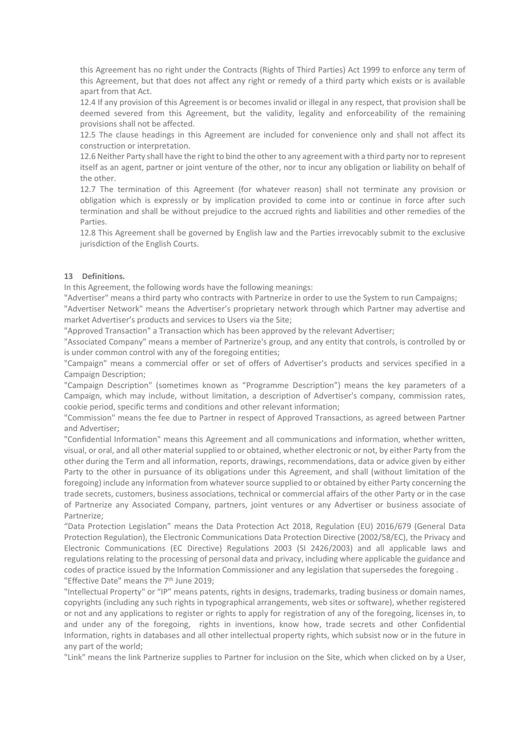this Agreement has no right under the Contracts (Rights of Third Parties) Act 1999 to enforce any term of this Agreement, but that does not affect any right or remedy of a third party which exists or is available apart from that Act.

12.4 If any provision of this Agreement is or becomes invalid or illegal in any respect, that provision shall be deemed severed from this Agreement, but the validity, legality and enforceability of the remaining provisions shall not be affected.

12.5 The clause headings in this Agreement are included for convenience only and shall not affect its construction or interpretation.

12.6 Neither Party shall have the right to bind the other to any agreement with a third party nor to represent itself as an agent, partner or joint venture of the other, nor to incur any obligation or liability on behalf of the other.

12.7 The termination of this Agreement (for whatever reason) shall not terminate any provision or obligation which is expressly or by implication provided to come into or continue in force after such termination and shall be without prejudice to the accrued rights and liabilities and other remedies of the Parties.

12.8 This Agreement shall be governed by English law and the Parties irrevocably submit to the exclusive jurisdiction of the English Courts.

**13 Definitions.**

In this Agreement, the following words have the following meanings:

"Advertiser" means a third party who contracts with Partnerize in order to use the System to run Campaigns;

"Advertiser Network" means the Advertiser's proprietary network through which Partner may advertise and market Advertiser's products and services to Users via the Site;

"Approved Transaction" a Transaction which has been approved by the relevant Advertiser;

"Associated Company" means a member of Partnerize's group, and any entity that controls, is controlled by or is under common control with any of the foregoing entities;

"Campaign" means a commercial offer or set of offers of Advertiser's products and services specified in a Campaign Description;

"Campaign Description" (sometimes known as "Programme Description") means the key parameters of a Campaign, which may include, without limitation, a description of Advertiser's company, commission rates, cookie period, specific terms and conditions and other relevant information;

"Commission" means the fee due to Partner in respect of Approved Transactions, as agreed between Partner and Advertiser;

"Confidential Information" means this Agreement and all communications and information, whether written, visual, or oral, and all other material supplied to or obtained, whether electronic or not, by either Party from the other during the Term and all information, reports, drawings, recommendations, data or advice given by either Party to the other in pursuance of its obligations under this Agreement, and shall (without limitation of the foregoing) include any information from whatever source supplied to or obtained by either Party concerning the trade secrets, customers, business associations, technical or commercial affairs of the other Party or in the case of Partnerize any Associated Company, partners, joint ventures or any Advertiser or business associate of Partnerize;

"Data Protection Legislation" means the Data Protection Act 2018, Regulation (EU) 2016/679 (General Data Protection Regulation), the Electronic Communications Data Protection Directive (2002/58/EC), the Privacy and Electronic Communications (EC Directive) Regulations 2003 (SI 2426/2003) and all applicable laws and regulations relating to the processing of personal data and privacy, including where applicable the guidance and codes of practice issued by the Information Commissioner and any legislation that supersedes the foregoing .

"Effective Date" means the 7th June 2019;

"Intellectual Property" or "IP" means patents, rights in designs, trademarks, trading business or domain names, copyrights (including any such rights in typographical arrangements, web sites or software), whether registered or not and any applications to register or rights to apply for registration of any of the foregoing, licenses in, to and under any of the foregoing, rights in inventions, know how, trade secrets and other Confidential Information, rights in databases and all other intellectual property rights, which subsist now or in the future in any part of the world;

"Link" means the link Partnerize supplies to Partner for inclusion on the Site, which when clicked on by a User,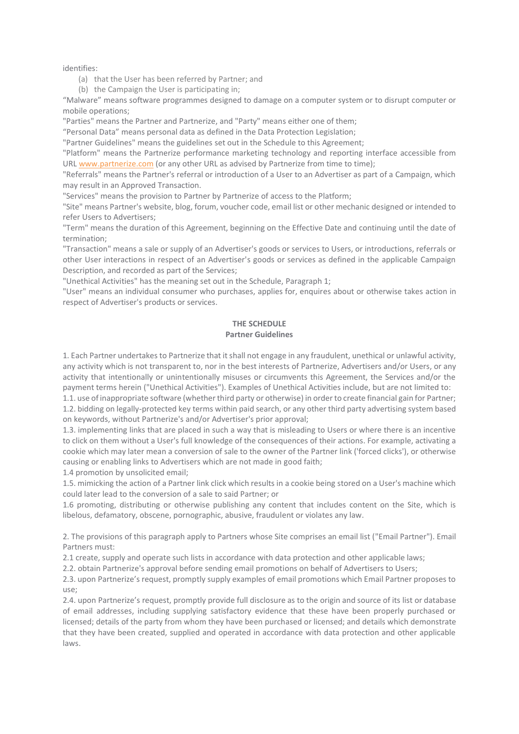identifies:

(a) that the User has been referred by Partner; and

(b) the Campaign the User is participating in;

"Malware" means software programmes designed to damage on a computer system or to disrupt computer or mobile operations;

"Parties" means the Partner and Partnerize, and "Party" means either one of them;

"Personal Data" means personal data as defined in the Data Protection Legislation;

"Partner Guidelines" means the guidelines set out in the Schedule to this Agreement;

"Platform" means the Partnerize performance marketing technology and reporting interface accessible from URL www.partnerize.com (or any other URL as advised by Partnerize from time to time);

"Referrals" means the Partner's referral or introduction of a User to an Advertiser as part of a Campaign, which may result in an Approved Transaction.

"Services" means the provision to Partner by Partnerize of access to the Platform;

"Site" means Partner's website, blog, forum, voucher code, email list or other mechanic designed or intended to refer Users to Advertisers;

"Term" means the duration of this Agreement, beginning on the Effective Date and continuing until the date of termination;

"Transaction" means a sale or supply of an Advertiser's goods or services to Users, or introductions, referrals or other User interactions in respect of an Advertiser's goods or services as defined in the applicable Campaign Description, and recorded as part of the Services;

"Unethical Activities" has the meaning set out in the Schedule, Paragraph 1;

"User" means an individual consumer who purchases, applies for, enquires about or otherwise takes action in respect of Advertiser's products or services.

## THE SCHEDULE

### Partner Guidelines

1. Each Partner undertakes to Partnerize that it shall not engage in any fraudulent, unethical or unlawful activity, any activity which is not transparent to, nor in the best interests of Partnerize, Advertisers and/or Users, or any activity that intentionally or unintentionally misuses or circumvents this Agreement, the Services and/or the payment terms herein ("Unethical Activities"). Examples of Unethical Activities include, but are not limited to:

1.1. use of inappropriate software (whether third party or otherwise) in order to create financial gain for Partner;

1.2. bidding on legally-protected key terms within paid search, or any other third party advertising system based on keywords, without Partnerize's and/or Advertiser's prior approval;

1.3. implementing links that are placed in such a way that is misleading to Users or where there is an incentive to click on them without a User's full knowledge of the consequences of their actions. For example, activating a cookie which may later mean a conversion of sale to the owner of the Partner link ('forced clicks'), or otherwise causing or enabling links to Advertisers which are not made in good faith;

1.4 promotion by unsolicited email;

1.5. mimicking the action of a Partner link click which results in a cookie being stored on a User's machine which could later lead to the conversion of a sale to said Partner; or

1.6 promoting, distributing or otherwise publishing any content that includes content on the Site, which is libelous, defamatory, obscene, pornographic, abusive, fraudulent or violates any law.

2. The provisions of this paragraph apply to Partners whose Site comprises an email list ("Email Partner"). Email Partners must:

2.1 create, supply and operate such lists in accordance with data protection and other applicable laws;

2.2. obtain Partnerize's approval before sending email promotions on behalf of Advertisers to Users;

2.3. upon Partnerize's request, promptly supply examples of email promotions which Email Partner proposes to use;

2.4. upon Partnerize's request, promptly provide full disclosure as to the origin and source of its list or database of email addresses, including supplying satisfactory evidence that these have been properly purchased or licensed; details of the party from whom they have been purchased or licensed; and details which demonstrate that they have been created, supplied and operated in accordance with data protection and other applicable laws.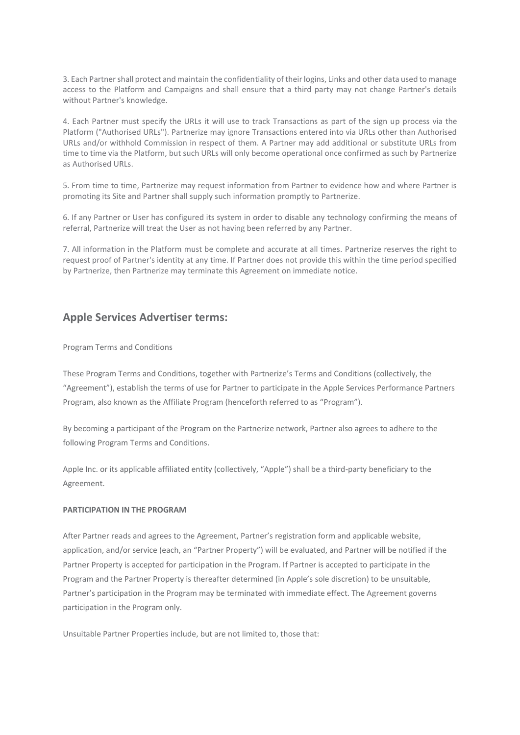3. Each Partner shall protect and maintain the confidentiality of their logins, Links and other data used to manage access to the Platform and Campaigns and shall ensure that a third party may not change Partner's details without Partner's knowledge.

4. Each Partner must specify the URLs it will use to track Transactions as part of the sign up process via the Platform ("Authorised URLs"). Partnerize may ignore Transactions entered into via URLs other than Authorised URLs and/or withhold Commission in respect of them. A Partner may add additional or substitute URLs from time to time via the Platform, but such URLs will only become operational once confirmed as such by Partnerize as Authorised URLs.

5. From time to time, Partnerize may request information from Partner to evidence how and where Partner is promoting its Site and Partner shall supply such information promptly to Partnerize.

6. If any Partner or User has configured its system in order to disable any technology confirming the means of referral, Partnerize will treat the User as not having been referred by any Partner.

7. All information in the Platform must be complete and accurate at all times. Partnerize reserves the right to request proof of Partner's identity at any time. If Partner does not provide this within the time period specified by Partnerize, then Partnerize may terminate this Agreement on immediate notice.

## Apple Services Advertiser terms:

Program Terms and Conditions

These Program Terms and Conditions, together with Partnerize's Terms and Conditions (collectively, the "Agreement"), establish the terms of use for Partner to participate in the Apple Services Performance Partners Program, also known as the Affiliate Program (henceforth referred to as "Program").

By becoming a participant of the Program on the Partnerize network, Partner also agrees to adhere to the following Program Terms and Conditions.

Apple Inc. or its applicable affiliated entity (collectively, "Apple") shall be a third-party beneficiary to the Agreement.

**PARTICIPATION IN THE PROGRAM**

After Partner reads and agrees to the Agreement, Partner's registration form and applicable website, application, and/or service (each, an "Partner Property") will be evaluated, and Partner will be notified if the Partner Property is accepted for participation in the Program. If Partner is accepted to participate in the Program and the Partner Property is thereafter determined (in Apple's sole discretion) to be unsuitable, Partner's participation in the Program may be terminated with immediate effect. The Agreement governs participation in the Program only.

Unsuitable Partner Properties include, but are not limited to, those that: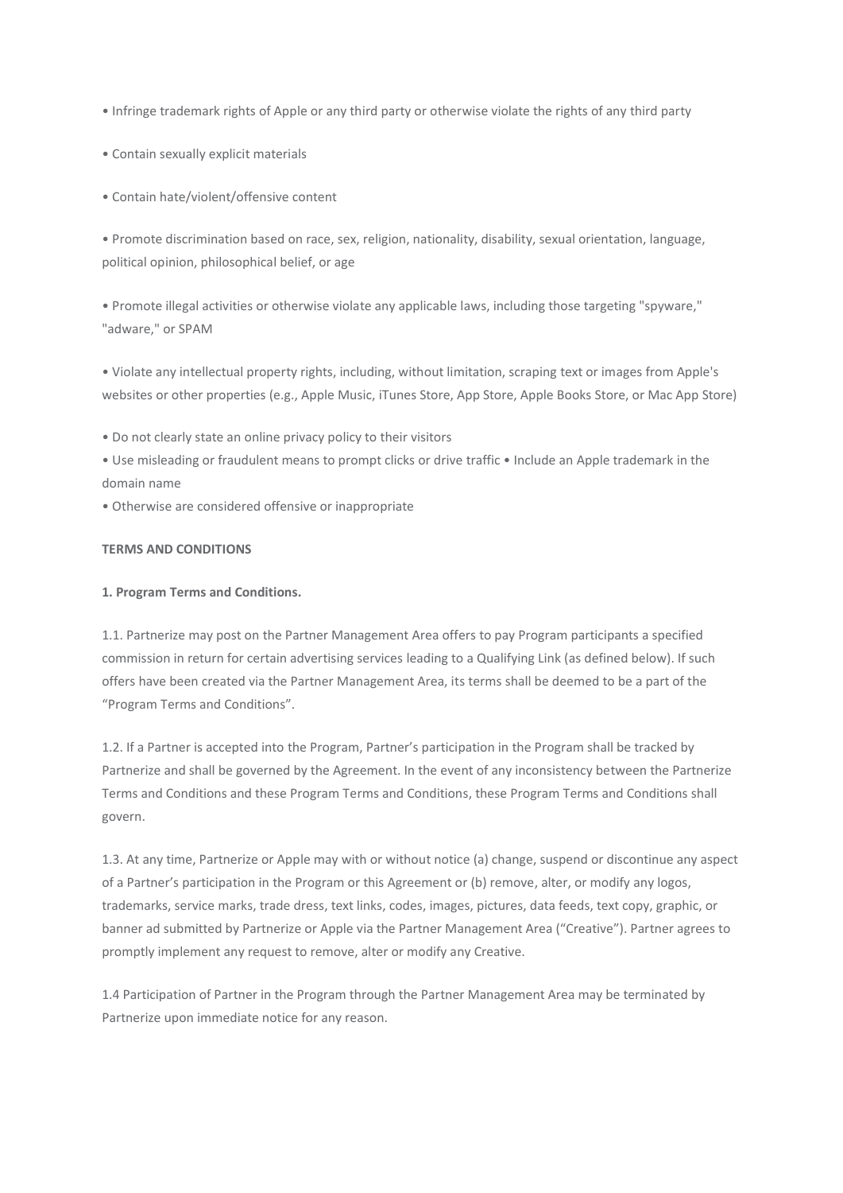- Infringe trademark rights of Apple or any third party or otherwise violate the rights of any third party
- Contain sexually explicit materials
- Contain hate/violent/offensive content
- Promote discrimination based on race, sex, religion, nationality, disability, sexual orientation, language, political opinion, philosophical belief, or age
- Promote illegal activities or otherwise violate any applicable laws, including those targeting "spyware," "adware," or SPAM
- Violate any intellectual property rights, including, without limitation, scraping text or images from Apple's websites or other properties (e.g., Apple Music, iTunes Store, App Store, Apple Books Store, or Mac App Store)
- Do not clearly state an online privacy policy to their visitors
- Use misleading or fraudulent means to prompt clicks or drive traffic • Include an Apple trademark in the domain name
- Otherwise are considered offensive or inappropriate

**TERMS AND CONDITIONS**

**1. Program Terms and Conditions.**

1.1. Partnerize may post on the Partner Management Area offers to pay Program participants a specified commission in return for certain advertising services leading to a Qualifying Link (as defined below). If such offers have been created via the Partner Management Area, its terms shall be deemed to be a part of the "Program Terms and Conditions".

1.2. If a Partner is accepted into the Program, Partner's participation in the Program shall be tracked by Partnerize and shall be governed by the Agreement. In the event of any inconsistency between the Partnerize Terms and Conditions and these Program Terms and Conditions, these Program Terms and Conditions shall govern.

1.3. At any time, Partnerize or Apple may with or without notice (a) change, suspend or discontinue any aspect of a Partner's participation in the Program or this Agreement or (b) remove, alter, or modify any logos, trademarks, service marks, trade dress, text links, codes, images, pictures, data feeds, text copy, graphic, or banner ad submitted by Partnerize or Apple via the Partner Management Area ("Creative"). Partner agrees to promptly implement any request to remove, alter or modify any Creative.

1.4 Participation of Partner in the Program through the Partner Management Area may be terminated by Partnerize upon immediate notice for any reason.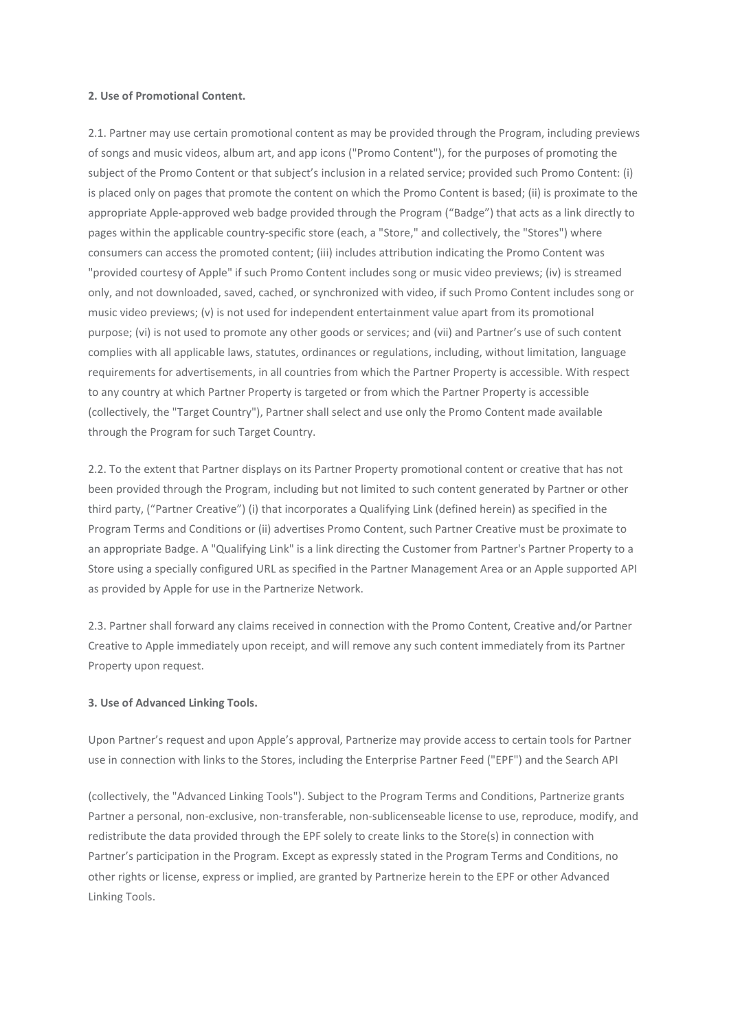**2. Use of Promotional Content.**

2.1. Partner may use certain promotional content as may be provided through the Program, including previews of songs and music videos, album art, and app icons ("Promo Content"), for the purposes of promoting the subject of the Promo Content or that subject's inclusion in a related service; provided such Promo Content: (i) is placed only on pages that promote the content on which the Promo Content is based; (ii) is proximate to the appropriate Apple-approved web badge provided through the Program ("Badge") that acts as a link directly to pages within the applicable country-specific store (each, a "Store," and collectively, the "Stores") where consumers can access the promoted content; (iii) includes attribution indicating the Promo Content was "provided courtesy of Apple" if such Promo Content includes song or music video previews; (iv) is streamed only, and not downloaded, saved, cached, or synchronized with video, if such Promo Content includes song or music video previews; (v) is not used for independent entertainment value apart from its promotional purpose; (vi) is not used to promote any other goods or services; and (vii) and Partner's use of such content complies with all applicable laws, statutes, ordinances or regulations, including, without limitation, language requirements for advertisements, in all countries from which the Partner Property is accessible. With respect to any country at which Partner Property is targeted or from which the Partner Property is accessible (collectively, the "Target Country"), Partner shall select and use only the Promo Content made available through the Program for such Target Country.

2.2. To the extent that Partner displays on its Partner Property promotional content or creative that has not been provided through the Program, including but not limited to such content generated by Partner or other third party, ("Partner Creative") (i) that incorporates a Qualifying Link (defined herein) as specified in the Program Terms and Conditions or (ii) advertises Promo Content, such Partner Creative must be proximate to an appropriate Badge. A "Qualifying Link" is a link directing the Customer from Partner's Partner Property to a Store using a specially configured URL as specified in the Partner Management Area or an Apple supported API as provided by Apple for use in the Partnerize Network.

2.3. Partner shall forward any claims received in connection with the Promo Content, Creative and/or Partner Creative to Apple immediately upon receipt, and will remove any such content immediately from its Partner Property upon request.

**3. Use of Advanced Linking Tools.**

Upon Partner's request and upon Apple's approval, Partnerize may provide access to certain tools for Partner use in connection with links to the Stores, including the Enterprise Partner Feed ("EPF") and the Search API (collectively, the "Advanced Linking Tools"). Subject to the Program Terms and Conditions, Partnerize grants Partner a personal, non-exclusive, non-transferable, non-sublicenseable license to use, reproduce, modify, and redistribute the data provided through the EPF solely to create links to the Store(s) in connection with Partner's participation in the Program. Except as expressly stated in the Program Terms and Conditions, no other rights or license, express or implied, are granted by Partnerize herein to the EPF or other Advanced Linking Tools.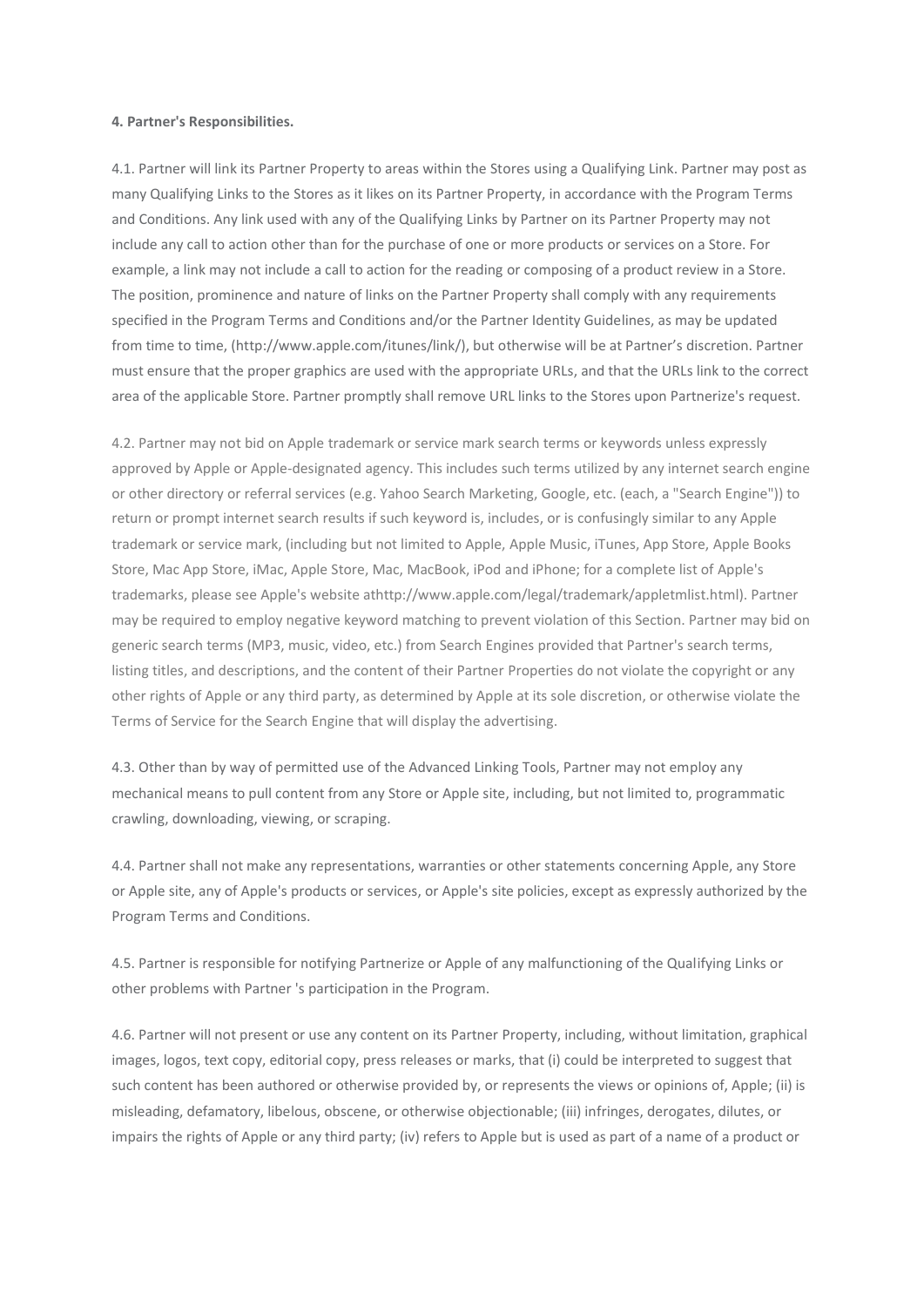**4. Partner's Responsibilities.**

4.1. Partner will link its Partner Property to areas within the Stores using a Qualifying Link. Partner may post as many Qualifying Links to the Stores as it likes on its Partner Property, in accordance with the Program Terms and Conditions. Any link used with any of the Qualifying Links by Partner on its Partner Property may not include any call to action other than for the purchase of one or more products or services on a Store. For example, a link may not include a call to action for the reading or composing of a product review in a Store. The position, prominence and nature of links on the Partner Property shall comply with any requirements specified in the Program Terms and Conditions and/or the Partner Identity Guidelines, as may be updated from time to time, (http://www.apple.com/itunes/link/), but otherwise will be at Partner's discretion. Partner must ensure that the proper graphics are used with the appropriate URLs, and that the URLs link to the correct area of the applicable Store. Partner promptly shall remove URL links to the Stores upon Partnerize's request.

4.2. Partner may not bid on Apple trademark or service mark search terms or keywords unless expressly approved by Apple or Apple-designated agency. This includes such terms utilized by any internet search engine or other directory or referral services (e.g. Yahoo Search Marketing, Google, etc. (each, a "Search Engine")) to return or prompt internet search results if such keyword is, includes, or is confusingly similar to any Apple trademark or service mark, (including but not limited to Apple, Apple Music, iTunes, App Store, Apple Books Store, Mac App Store, iMac, Apple Store, Mac, MacBook, iPod and iPhone; for a complete list of Apple's trademarks, please see Apple's website athttp://www.apple.com/legal/trademark/appletmlist.html). Partner may be required to employ negative keyword matching to prevent violation of this Section. Partner may bid on generic search terms (MP3, music, video, etc.) from Search Engines provided that Partner's search terms, listing titles, and descriptions, and the content of their Partner Properties do not violate the copyright or any other rights of Apple or any third party, as determined by Apple at its sole discretion, or otherwise violate the Terms of Service for the Search Engine that will display the advertising.

4.3. Other than by way of permitted use of the Advanced Linking Tools, Partner may not employ any mechanical means to pull content from any Store or Apple site, including, but not limited to, programmatic crawling, downloading, viewing, or scraping.

4.4. Partner shall not make any representations, warranties or other statements concerning Apple, any Store or Apple site, any of Apple's products or services, or Apple's site policies, except as expressly authorized by the Program Terms and Conditions.

4.5. Partner is responsible for notifying Partnerize or Apple of any malfunctioning of the Qualifying Links or other problems with Partner 's participation in the Program.

4.6. Partner will not present or use any content on its Partner Property, including, without limitation, graphical images, logos, text copy, editorial copy, press releases or marks, that (i) could be interpreted to suggest that such content has been authored or otherwise provided by, or represents the views or opinions of, Apple; (ii) is misleading, defamatory, libelous, obscene, or otherwise objectionable; (iii) infringes, derogates, dilutes, or impairs the rights of Apple or any third party; (iv) refers to Apple but is used as part of a name of a product or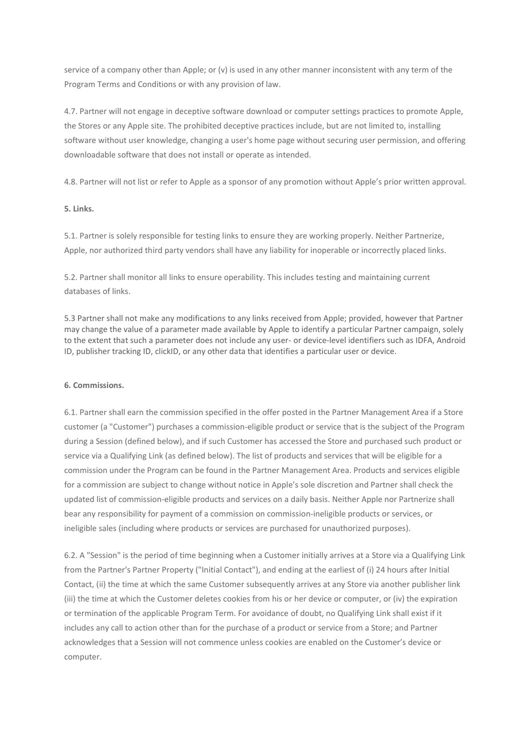service of a company other than Apple; or (v) is used in any other manner inconsistent with any term of the Program Terms and Conditions or with any provision of law.

4.7. Partner will not engage in deceptive software download or computer settings practices to promote Apple, the Stores or any Apple site. The prohibited deceptive practices include, but are not limited to, installing software without user knowledge, changing a user's home page without securing user permission, and offering downloadable software that does not install or operate as intended.

4.8. Partner will not list or refer to Apple as a sponsor of any promotion without Apple's prior written approval.

**5. Links.**

5.1. Partner is solely responsible for testing links to ensure they are working properly. Neither Partnerize, Apple, nor authorized third party vendors shall have any liability for inoperable or incorrectly placed links.

5.2. Partner shall monitor all links to ensure operability. This includes testing and maintaining current databases of links.

5.3 Partner shall not make any modifications to any links received from Apple; provided, however that Partner may change the value of a parameter made available by Apple to identify a particular Partner campaign, solely to the extent that such a parameter does not include any user- or device-level identifiers such as IDFA, Android ID, publisher tracking ID, clickID, or any other data that identifies a particular user or device.

**6. Commissions.**

6.1. Partner shall earn the commission specified in the offer posted in the Partner Management Area if a Store customer (a "Customer") purchases a commission-eligible product or service that is the subject of the Program during a Session (defined below), and if such Customer has accessed the Store and purchased such product or service via a Qualifying Link (as defined below). The list of products and services that will be eligible for a commission under the Program can be found in the Partner Management Area. Products and services eligible for a commission are subject to change without notice in Apple's sole discretion and Partner shall check the updated list of commission-eligible products and services on a daily basis. Neither Apple nor Partnerize shall bear any responsibility for payment of a commission on commission-ineligible products or services, or ineligible sales (including where products or services are purchased for unauthorized purposes).

6.2. A "Session" is the period of time beginning when a Customer initially arrives at a Store via a Qualifying Link from the Partner's Partner Property ("Initial Contact"), and ending at the earliest of (i) 24 hours after Initial Contact, (ii) the time at which the same Customer subsequently arrives at any Store via another publisher link (iii) the time at which the Customer deletes cookies from his or her device or computer, or (iv) the expiration or termination of the applicable Program Term. For avoidance of doubt, no Qualifying Link shall exist if it includes any call to action other than for the purchase of a product or service from a Store; and Partner acknowledges that a Session will not commence unless cookies are enabled on the Customer's device or computer.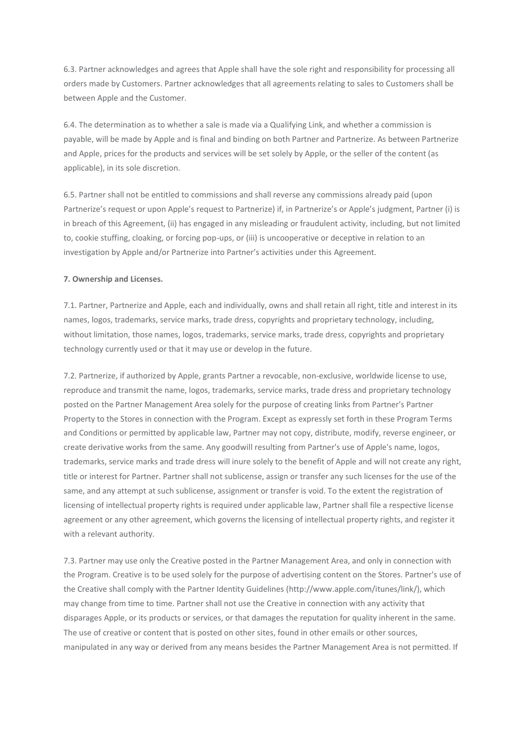6.3. Partner acknowledges and agrees that Apple shall have the sole right and responsibility for processing all orders made by Customers. Partner acknowledges that all agreements relating to sales to Customers shall be between Apple and the Customer.

6.4. The determination as to whether a sale is made via a Qualifying Link, and whether a commission is payable, will be made by Apple and is final and binding on both Partner and Partnerize. As between Partnerize and Apple, prices for the products and services will be set solely by Apple, or the seller of the content (as applicable), in its sole discretion.

6.5. Partner shall not be entitled to commissions and shall reverse any commissions already paid (upon Partnerize's request or upon Apple's request to Partnerize) if, in Partnerize's or Apple's judgment, Partner (i) is in breach of this Agreement, (ii) has engaged in any misleading or fraudulent activity, including, but not limited to, cookie stuffing, cloaking, or forcing pop-ups, or (iii) is uncooperative or deceptive in relation to an investigation by Apple and/or Partnerize into Partner's activities under this Agreement.

**7. Ownership and Licenses.**

7.1. Partner, Partnerize and Apple, each and individually, owns and shall retain all right, title and interest in its names, logos, trademarks, service marks, trade dress, copyrights and proprietary technology, including, without limitation, those names, logos, trademarks, service marks, trade dress, copyrights and proprietary technology currently used or that it may use or develop in the future.

7.2. Partnerize, if authorized by Apple, grants Partner a revocable, non-exclusive, worldwide license to use, reproduce and transmit the name, logos, trademarks, service marks, trade dress and proprietary technology posted on the Partner Management Area solely for the purpose of creating links from Partner's Partner Property to the Stores in connection with the Program. Except as expressly set forth in these Program Terms and Conditions or permitted by applicable law, Partner may not copy, distribute, modify, reverse engineer, or create derivative works from the same. Any goodwill resulting from Partner's use of Apple's name, logos, trademarks, service marks and trade dress will inure solely to the benefit of Apple and will not create any right, title or interest for Partner. Partner shall not sublicense, assign or transfer any such licenses for the use of the same, and any attempt at such sublicense, assignment or transfer is void. To the extent the registration of licensing of intellectual property rights is required under applicable law, Partner shall file a respective license agreement or any other agreement, which governs the licensing of intellectual property rights, and register it with a relevant authority.

7.3. Partner may use only the Creative posted in the Partner Management Area, and only in connection with the Program. Creative is to be used solely for the purpose of advertising content on the Stores. Partner's use of the Creative shall comply with the Partner Identity Guidelines (http://www.apple.com/itunes/link/), which may change from time to time. Partner shall not use the Creative in connection with any activity that disparages Apple, or its products or services, or that damages the reputation for quality inherent in the same. The use of creative or content that is posted on other sites, found in other emails or other sources, manipulated in any way or derived from any means besides the Partner Management Area is not permitted. If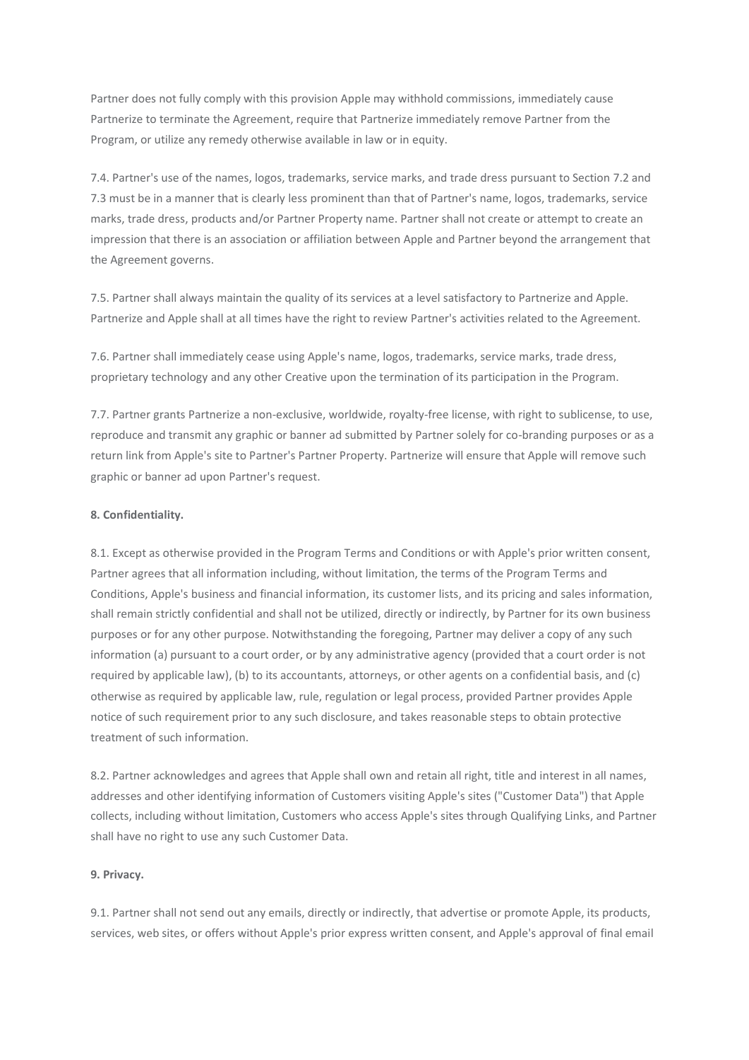Partner does not fully comply with this provision Apple may withhold commissions, immediately cause Partnerize to terminate the Agreement, require that Partnerize immediately remove Partner from the Program, or utilize any remedy otherwise available in law or in equity.

7.4. Partner's use of the names, logos, trademarks, service marks, and trade dress pursuant to Section 7.2 and 7.3 must be in a manner that is clearly less prominent than that of Partner's name, logos, trademarks, service marks, trade dress, products and/or Partner Property name. Partner shall not create or attempt to create an impression that there is an association or affiliation between Apple and Partner beyond the arrangement that the Agreement governs.

7.5. Partner shall always maintain the quality of its services at a level satisfactory to Partnerize and Apple. Partnerize and Apple shall at all times have the right to review Partner's activities related to the Agreement.

7.6. Partner shall immediately cease using Apple's name, logos, trademarks, service marks, trade dress, proprietary technology and any other Creative upon the termination of its participation in the Program.

7.7. Partner grants Partnerize a non-exclusive, worldwide, royalty-free license, with right to sublicense, to use, reproduce and transmit any graphic or banner ad submitted by Partner solely for co-branding purposes or as a return link from Apple's site to Partner's Partner Property. Partnerize will ensure that Apple will remove such graphic or banner ad upon Partner's request.

**8. Confidentiality.**

8.1. Except as otherwise provided in the Program Terms and Conditions or with Apple's prior written consent, Partner agrees that all information including, without limitation, the terms of the Program Terms and Conditions, Apple's business and financial information, its customer lists, and its pricing and sales information, shall remain strictly confidential and shall not be utilized, directly or indirectly, by Partner for its own business purposes or for any other purpose. Notwithstanding the foregoing, Partner may deliver a copy of any such information (a) pursuant to a court order, or by any administrative agency (provided that a court order is not required by applicable law), (b) to its accountants, attorneys, or other agents on a confidential basis, and (c) otherwise as required by applicable law, rule, regulation or legal process, provided Partner provides Apple notice of such requirement prior to any such disclosure, and takes reasonable steps to obtain protective treatment of such information.

8.2. Partner acknowledges and agrees that Apple shall own and retain all right, title and interest in all names, addresses and other identifying information of Customers visiting Apple's sites ("Customer Data") that Apple collects, including without limitation, Customers who access Apple's sites through Qualifying Links, and Partner shall have no right to use any such Customer Data.

**9. Privacy.**

9.1. Partner shall not send out any emails, directly or indirectly, that advertise or promote Apple, its products, services, web sites, or offers without Apple's prior express written consent, and Apple's approval of final email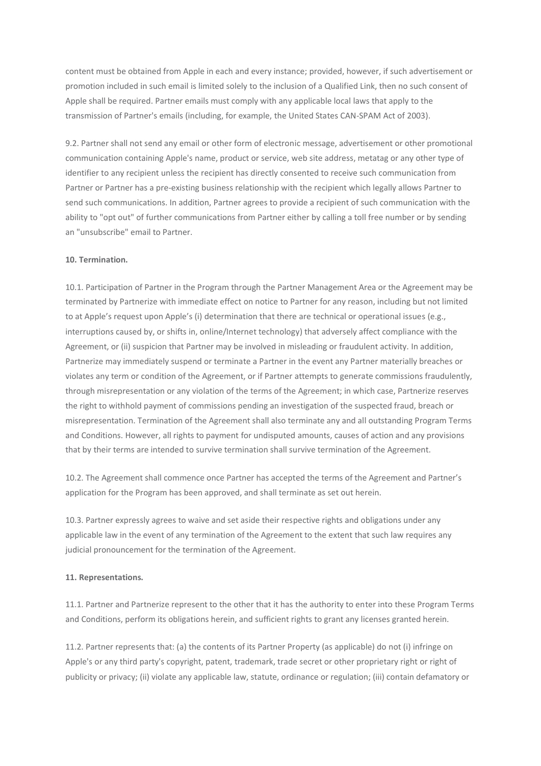content must be obtained from Apple in each and every instance; provided, however, if such advertisement or promotion included in such email is limited solely to the inclusion of a Qualified Link, then no such consent of Apple shall be required. Partner emails must comply with any applicable local laws that apply to the transmission of Partner's emails (including, for example, the United States CAN-SPAM Act of 2003).

9.2. Partner shall not send any email or other form of electronic message, advertisement or other promotional communication containing Apple's name, product or service, web site address, metatag or any other type of identifier to any recipient unless the recipient has directly consented to receive such communication from Partner or Partner has a pre-existing business relationship with the recipient which legally allows Partner to send such communications. In addition, Partner agrees to provide a recipient of such communication with the ability to "opt out" of further communications from Partner either by calling a toll free number or by sending an "unsubscribe" email to Partner.

**10. Termination.**

10.1. Participation of Partner in the Program through the Partner Management Area or the Agreement may be terminated by Partnerize with immediate effect on notice to Partner for any reason, including but not limited to at Apple's request upon Apple's (i) determination that there are technical or operational issues (e.g., interruptions caused by, or shifts in, online/Internet technology) that adversely affect compliance with the Agreement, or (ii) suspicion that Partner may be involved in misleading or fraudulent activity. In addition, Partnerize may immediately suspend or terminate a Partner in the event any Partner materially breaches or violates any term or condition of the Agreement, or if Partner attempts to generate commissions fraudulently, through misrepresentation or any violation of the terms of the Agreement; in which case, Partnerize reserves the right to withhold payment of commissions pending an investigation of the suspected fraud, breach or misrepresentation. Termination of the Agreement shall also terminate any and all outstanding Program Terms and Conditions. However, all rights to payment for undisputed amounts, causes of action and any provisions that by their terms are intended to survive termination shall survive termination of the Agreement.

10.2. The Agreement shall commence once Partner has accepted the terms of the Agreement and Partner's application for the Program has been approved, and shall terminate as set out herein.

10.3. Partner expressly agrees to waive and set aside their respective rights and obligations under any applicable law in the event of any termination of the Agreement to the extent that such law requires any judicial pronouncement for the termination of the Agreement.

**11. Representations.**

11.1. Partner and Partnerize represent to the other that it has the authority to enter into these Program Terms and Conditions, perform its obligations herein, and sufficient rights to grant any licenses granted herein.

11.2. Partner represents that: (a) the contents of its Partner Property (as applicable) do not (i) infringe on Apple's or any third party's copyright, patent, trademark, trade secret or other proprietary right or right of publicity or privacy; (ii) violate any applicable law, statute, ordinance or regulation; (iii) contain defamatory or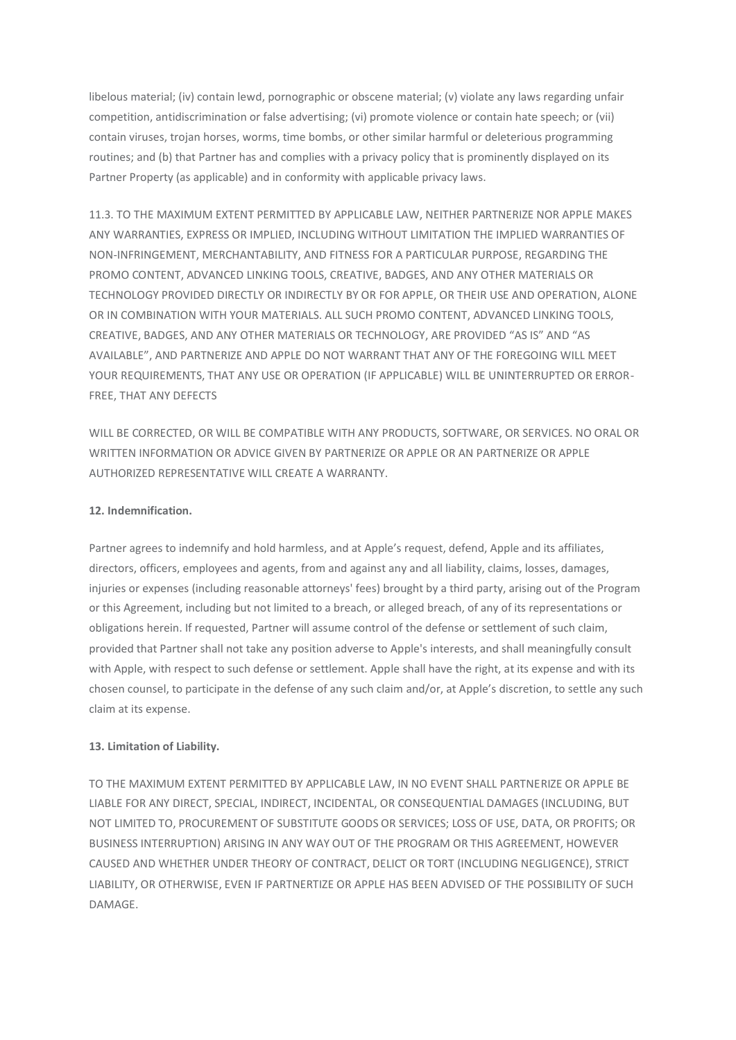libelous material; (iv) contain lewd, pornographic or obscene material; (v) violate any laws regarding unfair competition, antidiscrimination or false advertising; (vi) promote violence or contain hate speech; or (vii) contain viruses, trojan horses, worms, time bombs, or other similar harmful or deleterious programming routines; and (b) that Partner has and complies with a privacy policy that is prominently displayed on its Partner Property (as applicable) and in conformity with applicable privacy laws.

11.3. TO THE MAXIMUM EXTENT PERMITTED BY APPLICABLE LAW, NEITHER PARTNERIZE NOR APPLE MAKES ANY WARRANTIES, EXPRESS OR IMPLIED, INCLUDING WITHOUT LIMITATION THE IMPLIED WARRANTIES OF NON-INFRINGEMENT, MERCHANTABILITY, AND FITNESS FOR A PARTICULAR PURPOSE, REGARDING THE PROMO CONTENT, ADVANCED LINKING TOOLS, CREATIVE, BADGES, AND ANY OTHER MATERIALS OR TECHNOLOGY PROVIDED DIRECTLY OR INDIRECTLY BY OR FOR APPLE, OR THEIR USE AND OPERATION, ALONE OR IN COMBINATION WITH YOUR MATERIALS. ALL SUCH PROMO CONTENT, ADVANCED LINKING TOOLS, CREATIVE, BADGES, AND ANY OTHER MATERIALS OR TECHNOLOGY, ARE PROVIDED "AS IS" AND "AS AVAILABLE", AND PARTNERIZE AND APPLE DO NOT WARRANT THAT ANY OF THE FOREGOING WILL MEET YOUR REQUIREMENTS, THAT ANY USE OR OPERATION (IF APPLICABLE) WILL BE UNINTERRUPTED OR ERROR-FREE, THAT ANY DEFECTS

WILL BE CORRECTED, OR WILL BE COMPATIBLE WITH ANY PRODUCTS, SOFTWARE, OR SERVICES. NO ORAL OR WRITTEN INFORMATION OR ADVICE GIVEN BY PARTNERIZE OR APPLE OR AN PARTNERIZE OR APPLE AUTHORIZED REPRESENTATIVE WILL CREATE A WARRANTY.

**12. Indemnification.**

Partner agrees to indemnify and hold harmless, and at Apple's request, defend, Apple and its affiliates, directors, officers, employees and agents, from and against any and all liability, claims, losses, damages, injuries or expenses (including reasonable attorneys' fees) brought by a third party, arising out of the Program or this Agreement, including but not limited to a breach, or alleged breach, of any of its representations or obligations herein. If requested, Partner will assume control of the defense or settlement of such claim, provided that Partner shall not take any position adverse to Apple's interests, and shall meaningfully consult with Apple, with respect to such defense or settlement. Apple shall have the right, at its expense and with its chosen counsel, to participate in the defense of any such claim and/or, at Apple's discretion, to settle any such claim at its expense.

**13. Limitation of Liability.**

TO THE MAXIMUM EXTENT PERMITTED BY APPLICABLE LAW, IN NO EVENT SHALL PARTNERIZE OR APPLE BE LIABLE FOR ANY DIRECT, SPECIAL, INDIRECT, INCIDENTAL, OR CONSEQUENTIAL DAMAGES (INCLUDING, BUT NOT LIMITED TO, PROCUREMENT OF SUBSTITUTE GOODS OR SERVICES; LOSS OF USE, DATA, OR PROFITS; OR BUSINESS INTERRUPTION) ARISING IN ANY WAY OUT OF THE PROGRAM OR THIS AGREEMENT, HOWEVER CAUSED AND WHETHER UNDER THEORY OF CONTRACT, DELICT OR TORT (INCLUDING NEGLIGENCE), STRICT LIABILITY, OR OTHERWISE, EVEN IF PARTNERTIZE OR APPLE HAS BEEN ADVISED OF THE POSSIBILITY OF SUCH DAMAGE.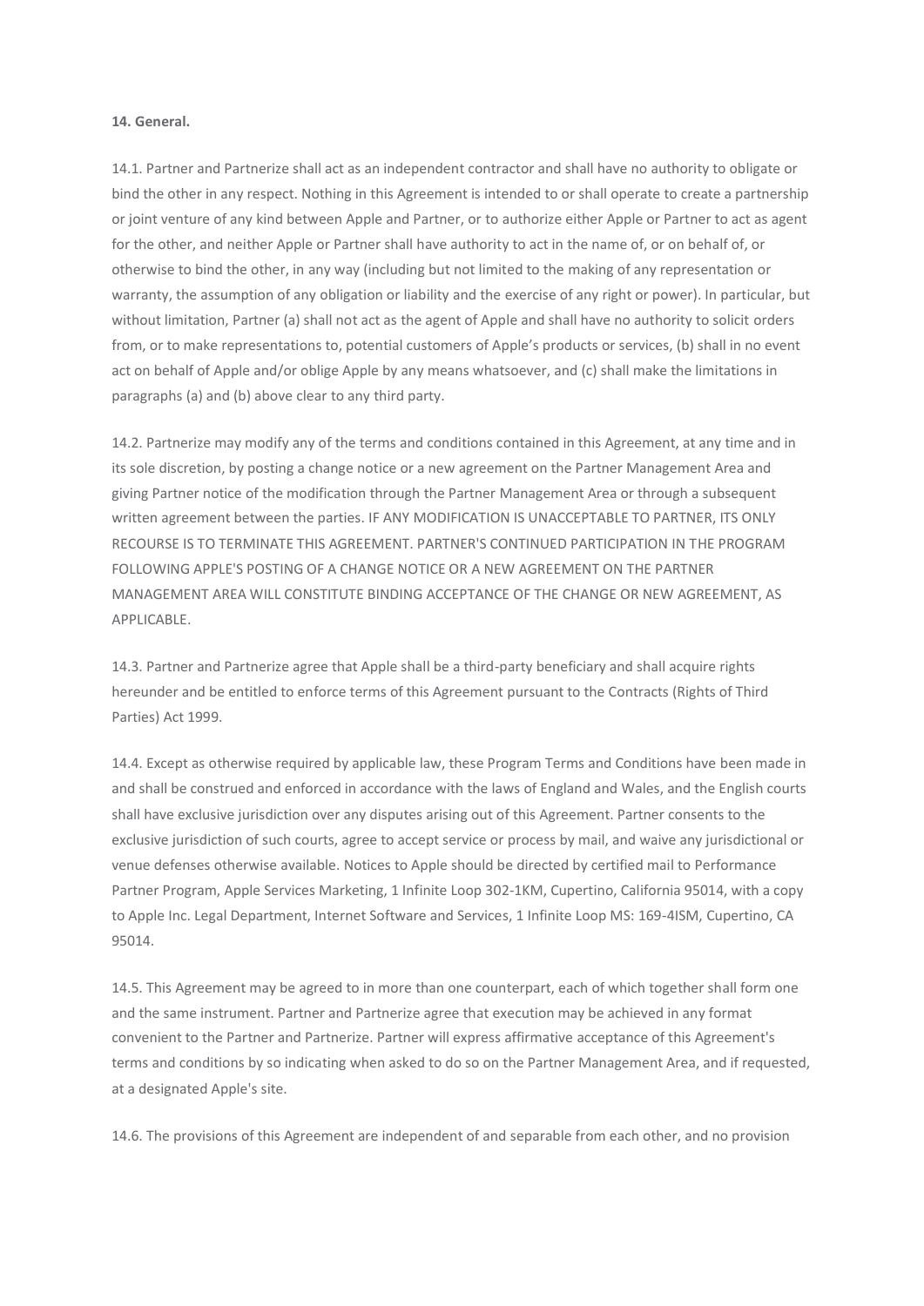**14. General.**

14.1. Partner and Partnerize shall act as an independent contractor and shall have no authority to obligate or bind the other in any respect. Nothing in this Agreement is intended to or shall operate to create a partnership or joint venture of any kind between Apple and Partner, or to authorize either Apple or Partner to act as agent for the other, and neither Apple or Partner shall have authority to act in the name of, or on behalf of, or otherwise to bind the other, in any way (including but not limited to the making of any representation or warranty, the assumption of any obligation or liability and the exercise of any right or power). In particular, but without limitation, Partner (a) shall not act as the agent of Apple and shall have no authority to solicit orders from, or to make representations to, potential customers of Apple's products or services, (b) shall in no event act on behalf of Apple and/or oblige Apple by any means whatsoever, and (c) shall make the limitations in paragraphs (a) and (b) above clear to any third party.

14.2. Partnerize may modify any of the terms and conditions contained in this Agreement, at any time and in its sole discretion, by posting a change notice or a new agreement on the Partner Management Area and giving Partner notice of the modification through the Partner Management Area or through a subsequent written agreement between the parties. IF ANY MODIFICATION IS UNACCEPTABLE TO PARTNER, ITS ONLY RECOURSE IS TO TERMINATE THIS AGREEMENT. PARTNER'S CONTINUED PARTICIPATION IN THE PROGRAM FOLLOWING APPLE'S POSTING OF A CHANGE NOTICE OR A NEW AGREEMENT ON THE PARTNER MANAGEMENT AREA WILL CONSTITUTE BINDING ACCEPTANCE OF THE CHANGE OR NEW AGREEMENT, AS APPLICABLE.

14.3. Partner and Partnerize agree that Apple shall be a third-party beneficiary and shall acquire rights hereunder and be entitled to enforce terms of this Agreement pursuant to the Contracts (Rights of Third Parties) Act 1999.

14.4. Except as otherwise required by applicable law, these Program Terms and Conditions have been made in and shall be construed and enforced in accordance with the laws of England and Wales, and the English courts shall have exclusive jurisdiction over any disputes arising out of this Agreement. Partner consents to the exclusive jurisdiction of such courts, agree to accept service or process by mail, and waive any jurisdictional or venue defenses otherwise available. Notices to Apple should be directed by certified mail to Performance Partner Program, Apple Services Marketing, 1 Infinite Loop 302-1KM, Cupertino, California 95014, with a copy to Apple Inc. Legal Department, Internet Software and Services, 1 Infinite Loop MS: 169-4ISM, Cupertino, CA 95014.

14.5. This Agreement may be agreed to in more than one counterpart, each of which together shall form one and the same instrument. Partner and Partnerize agree that execution may be achieved in any format convenient to the Partner and Partnerize. Partner will express affirmative acceptance of this Agreement's terms and conditions by so indicating when asked to do so on the Partner Management Area, and if requested, at a designated Apple's site.

14.6. The provisions of this Agreement are independent of and separable from each other, and no provision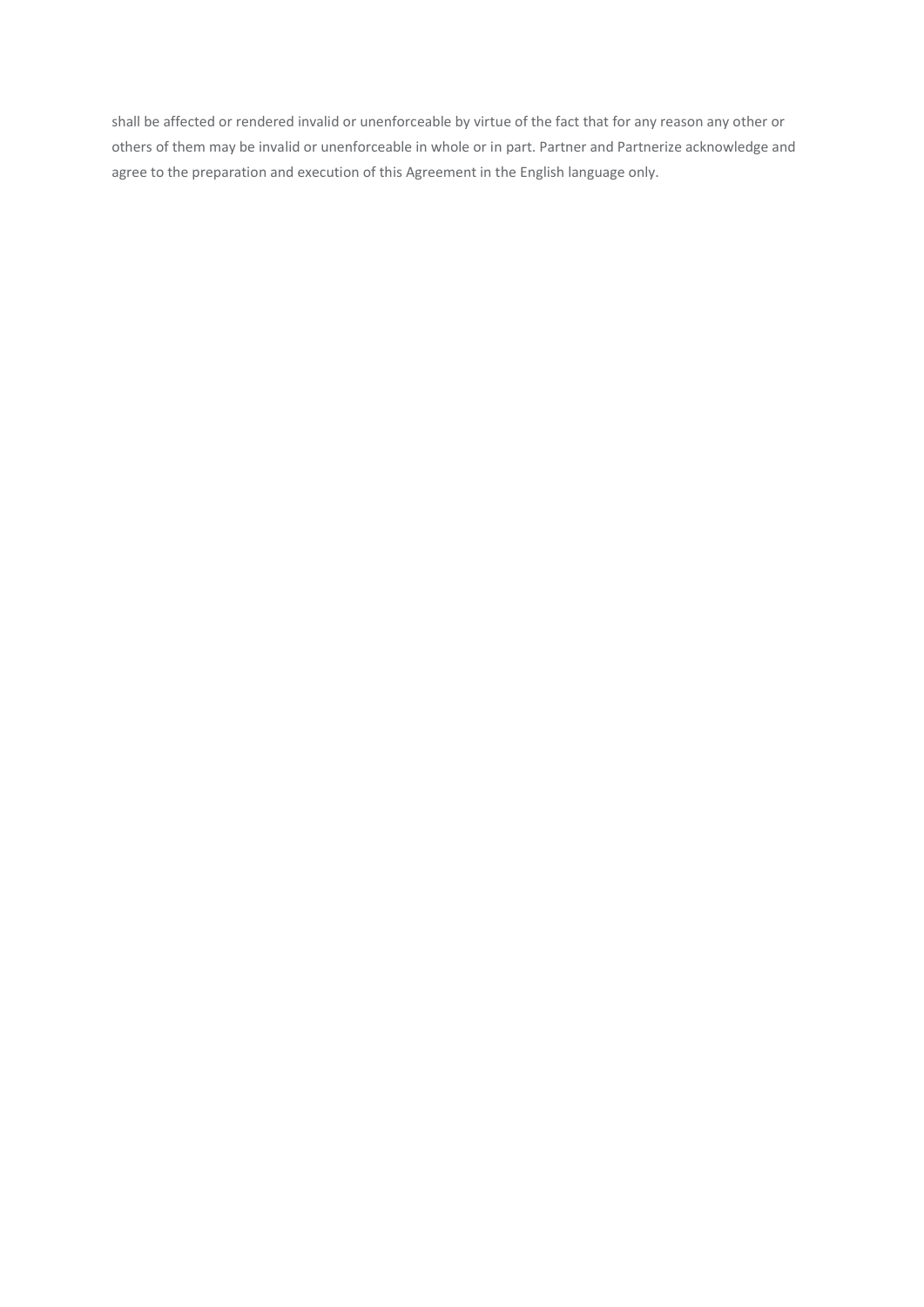shall be affected or rendered invalid or unenforceable by virtue of the fact that for any reason any other or others of them may be invalid or unenforceable in whole or in part. Partner and Partnerize acknowledge and agree to the preparation and execution of this Agreement in the English language only.